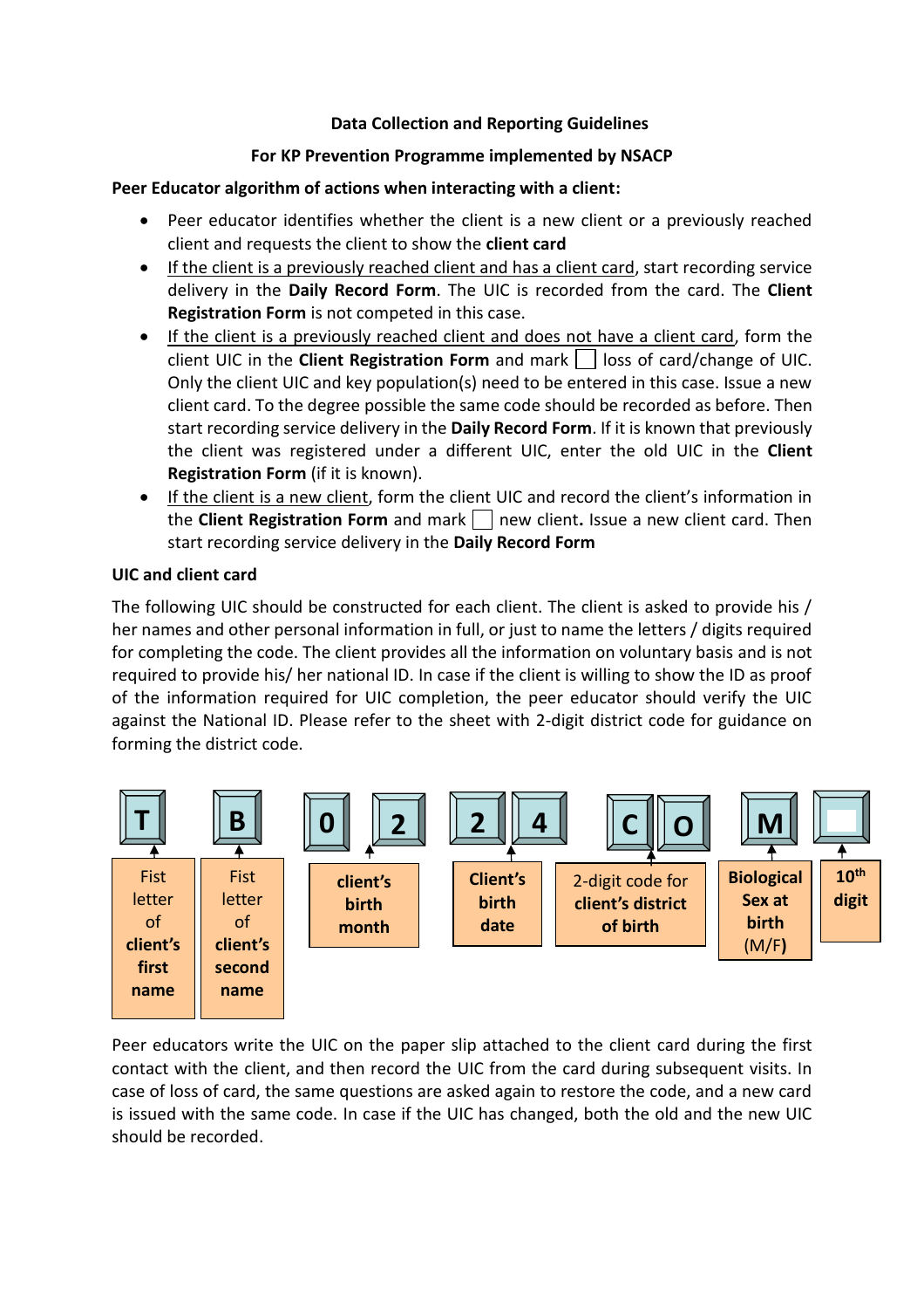**Data Collection and Reporting Guidelines**

**For KP Prevention Programme implemented by NSACP**

**Peer Educator algorithm of actions when interacting with a client:**

- Peer educator identifies whether the client is a new client or a previously reached client and requests the client to show the **client card**
- If the client is a previously reached client and has a client card, start recording service delivery in the **Daily Record Form**. The UIC is recorded from the card. The **Client Registration Form** is not competed in this case.
- If the client is a previously reached client and does not have a client card, form the client UIC in the **Client Registration Form** and mark ☐ loss of card/change of UIC. Only the client UIC and key population(s) need to be entered in this case. Issue a new client card. To the degree possible the same code should be recorded as before. Then start recording service delivery in the **Daily Record Form**. If it is known that previously the client was registered under a different UIC, enter the old UIC in the **Client Registration Form** (if it is known).
- If the client is a new client, form the client UIC and record the client's information in the **Client Registration Form** and mark ☐ new client**.** Issue a new client card. Then start recording service delivery in the **Daily Record Form**

**UIC and client card**

The following UIC should be constructed for each client. The client is asked to provide his / her names and other personal information in full, or just to name the letters / digits required for completing the code. The client provides all the information on voluntary basis and is not required to provide his/ her national ID. In case if the client is willing to show the ID as proof of the information required for UIC completion, the peer educator should verify the UIC against the National ID. Please refer to the sheet with 2-digit district code for guidance on forming the district code.

| T | B | 0 2 | 2 4 | C O | M | |
|---|---|---|---|---|---|---|
| Fist letter of **client's first name** | Fist letter of **client's second name** | **client's birth month** | **Client's birth date** | 2-digit code for **client's district of birth** | **Biological Sex at birth** (M/F**)** | **10th digit** |

Peer educators write the UIC on the paper slip attached to the client card during the first contact with the client, and then record the UIC from the card during subsequent visits. In case of loss of card, the same questions are asked again to restore the code, and a new card is issued with the same code. In case if the UIC has changed, both the old and the new UIC should be recorded.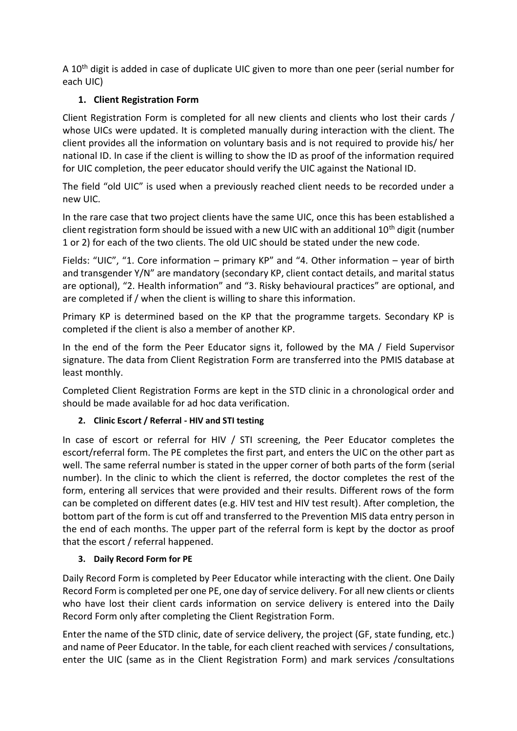A 10th digit is added in case of duplicate UIC given to more than one peer (serial number for each UIC)

1. **Client Registration Form**

Client Registration Form is completed for all new clients and clients who lost their cards / whose UICs were updated. It is completed manually during interaction with the client. The client provides all the information on voluntary basis and is not required to provide his/ her national ID. In case if the client is willing to show the ID as proof of the information required for UIC completion, the peer educator should verify the UIC against the National ID.

The field "old UIC" is used when a previously reached client needs to be recorded under a new UIC.

In the rare case that two project clients have the same UIC, once this has been established a client registration form should be issued with a new UIC with an additional 10th digit (number 1 or 2) for each of the two clients. The old UIC should be stated under the new code.

Fields: "UIC", "1. Core information – primary KP" and "4. Other information – year of birth and transgender Y/N" are mandatory (secondary KP, client contact details, and marital status are optional), "2. Health information" and "3. Risky behavioural practices" are optional, and are completed if / when the client is willing to share this information.

Primary KP is determined based on the KP that the programme targets. Secondary KP is completed if the client is also a member of another KP.

In the end of the form the Peer Educator signs it, followed by the MA / Field Supervisor signature. The data from Client Registration Form are transferred into the PMIS database at least monthly.

Completed Client Registration Forms are kept in the STD clinic in a chronological order and should be made available for ad hoc data verification.

2. **Clinic Escort / Referral - HIV and STI testing**

In case of escort or referral for HIV / STI screening, the Peer Educator completes the escort/referral form. The PE completes the first part, and enters the UIC on the other part as well. The same referral number is stated in the upper corner of both parts of the form (serial number). In the clinic to which the client is referred, the doctor completes the rest of the form, entering all services that were provided and their results. Different rows of the form can be completed on different dates (e.g. HIV test and HIV test result). After completion, the bottom part of the form is cut off and transferred to the Prevention MIS data entry person in the end of each months. The upper part of the referral form is kept by the doctor as proof that the escort / referral happened.

3. **Daily Record Form for PE**

Daily Record Form is completed by Peer Educator while interacting with the client. One Daily Record Form is completed per one PE, one day of service delivery. For all new clients or clients who have lost their client cards information on service delivery is entered into the Daily Record Form only after completing the Client Registration Form.

Enter the name of the STD clinic, date of service delivery, the project (GF, state funding, etc.) and name of Peer Educator. In the table, for each client reached with services / consultations, enter the UIC (same as in the Client Registration Form) and mark services /consultations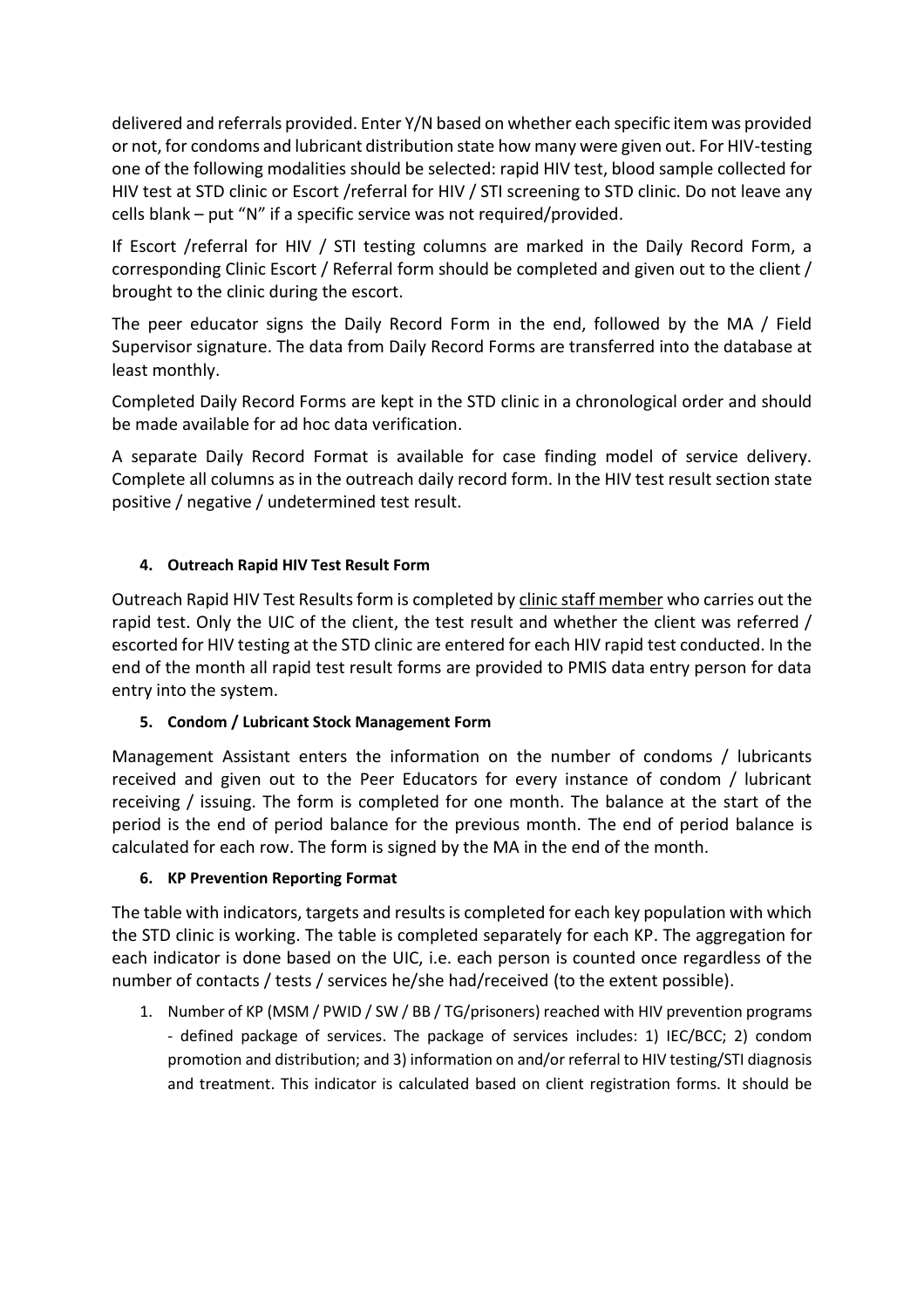delivered and referrals provided. Enter Y/N based on whether each specific item was provided or not, for condoms and lubricant distribution state how many were given out. For HIV-testing one of the following modalities should be selected: rapid HIV test, blood sample collected for HIV test at STD clinic or Escort /referral for HIV / STI screening to STD clinic. Do not leave any cells blank – put "N" if a specific service was not required/provided.

If Escort /referral for HIV / STI testing columns are marked in the Daily Record Form, a corresponding Clinic Escort / Referral form should be completed and given out to the client / brought to the clinic during the escort.

The peer educator signs the Daily Record Form in the end, followed by the MA / Field Supervisor signature. The data from Daily Record Forms are transferred into the database at least monthly.

Completed Daily Record Forms are kept in the STD clinic in a chronological order and should be made available for ad hoc data verification.

A separate Daily Record Format is available for case finding model of service delivery. Complete all columns as in the outreach daily record form. In the HIV test result section state positive / negative / undetermined test result.

#### 4. Outreach Rapid HIV Test Result Form

Outreach Rapid HIV Test Results form is completed by clinic staff member who carries out the rapid test. Only the UIC of the client, the test result and whether the client was referred / escorted for HIV testing at the STD clinic are entered for each HIV rapid test conducted. In the end of the month all rapid test result forms are provided to PMIS data entry person for data entry into the system.

#### 5. Condom / Lubricant Stock Management Form

Management Assistant enters the information on the number of condoms / lubricants received and given out to the Peer Educators for every instance of condom / lubricant receiving / issuing. The form is completed for one month. The balance at the start of the period is the end of period balance for the previous month. The end of period balance is calculated for each row. The form is signed by the MA in the end of the month.

#### 6. KP Prevention Reporting Format

The table with indicators, targets and results is completed for each key population with which the STD clinic is working. The table is completed separately for each KP. The aggregation for each indicator is done based on the UIC, i.e. each person is counted once regardless of the number of contacts / tests / services he/she had/received (to the extent possible).

1. Number of KP (MSM / PWID / SW / BB / TG/prisoners) reached with HIV prevention programs - defined package of services. The package of services includes: 1) IEC/BCC; 2) condom promotion and distribution; and 3) information on and/or referral to HIV testing/STI diagnosis and treatment. This indicator is calculated based on client registration forms. It should be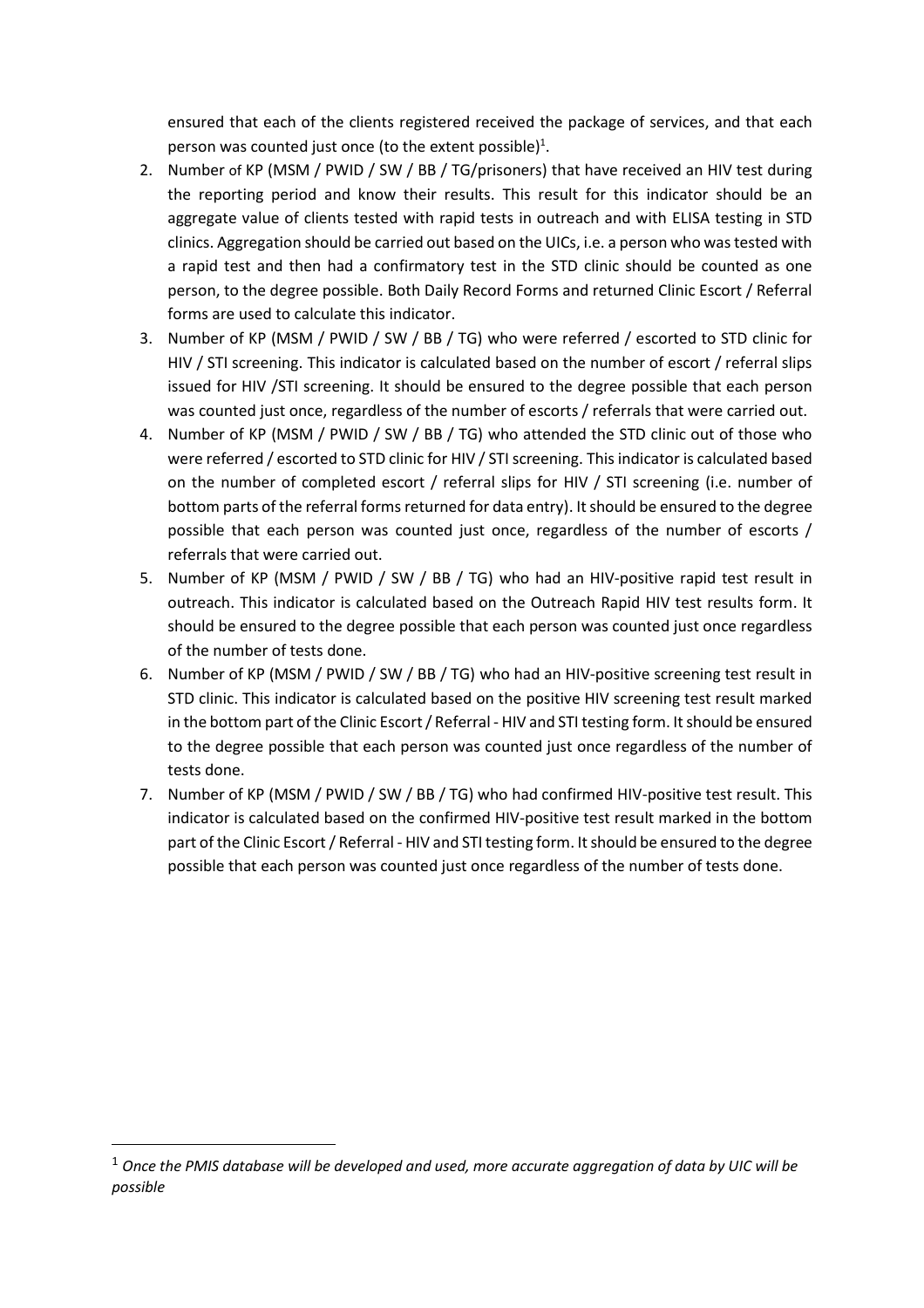ensured that each of the clients registered received the package of services, and that each person was counted just once (to the extent possible)[1].

2. Number of KP (MSM / PWID / SW / BB / TG/prisoners) that have received an HIV test during the reporting period and know their results. This result for this indicator should be an aggregate value of clients tested with rapid tests in outreach and with ELISA testing in STD clinics. Aggregation should be carried out based on the UICs, i.e. a person who was tested with a rapid test and then had a confirmatory test in the STD clinic should be counted as one person, to the degree possible. Both Daily Record Forms and returned Clinic Escort / Referral forms are used to calculate this indicator.
3. Number of KP (MSM / PWID / SW / BB / TG) who were referred / escorted to STD clinic for HIV / STI screening. This indicator is calculated based on the number of escort / referral slips issued for HIV /STI screening. It should be ensured to the degree possible that each person was counted just once, regardless of the number of escorts / referrals that were carried out.
4. Number of KP (MSM / PWID / SW / BB / TG) who attended the STD clinic out of those who were referred / escorted to STD clinic for HIV / STI screening. This indicator is calculated based on the number of completed escort / referral slips for HIV / STI screening (i.e. number of bottom parts of the referral forms returned for data entry). It should be ensured to the degree possible that each person was counted just once, regardless of the number of escorts / referrals that were carried out.
5. Number of KP (MSM / PWID / SW / BB / TG) who had an HIV-positive rapid test result in outreach. This indicator is calculated based on the Outreach Rapid HIV test results form. It should be ensured to the degree possible that each person was counted just once regardless of the number of tests done.
6. Number of KP (MSM / PWID / SW / BB / TG) who had an HIV-positive screening test result in STD clinic. This indicator is calculated based on the positive HIV screening test result marked in the bottom part of the Clinic Escort / Referral - HIV and STI testing form. It should be ensured to the degree possible that each person was counted just once regardless of the number of tests done.
7. Number of KP (MSM / PWID / SW / BB / TG) who had confirmed HIV-positive test result. This indicator is calculated based on the confirmed HIV-positive test result marked in the bottom part of the Clinic Escort / Referral - HIV and STI testing form. It should be ensured to the degree possible that each person was counted just once regardless of the number of tests done.

---

[1] *Once the PMIS database will be developed and used, more accurate aggregation of data by UIC will be possible*